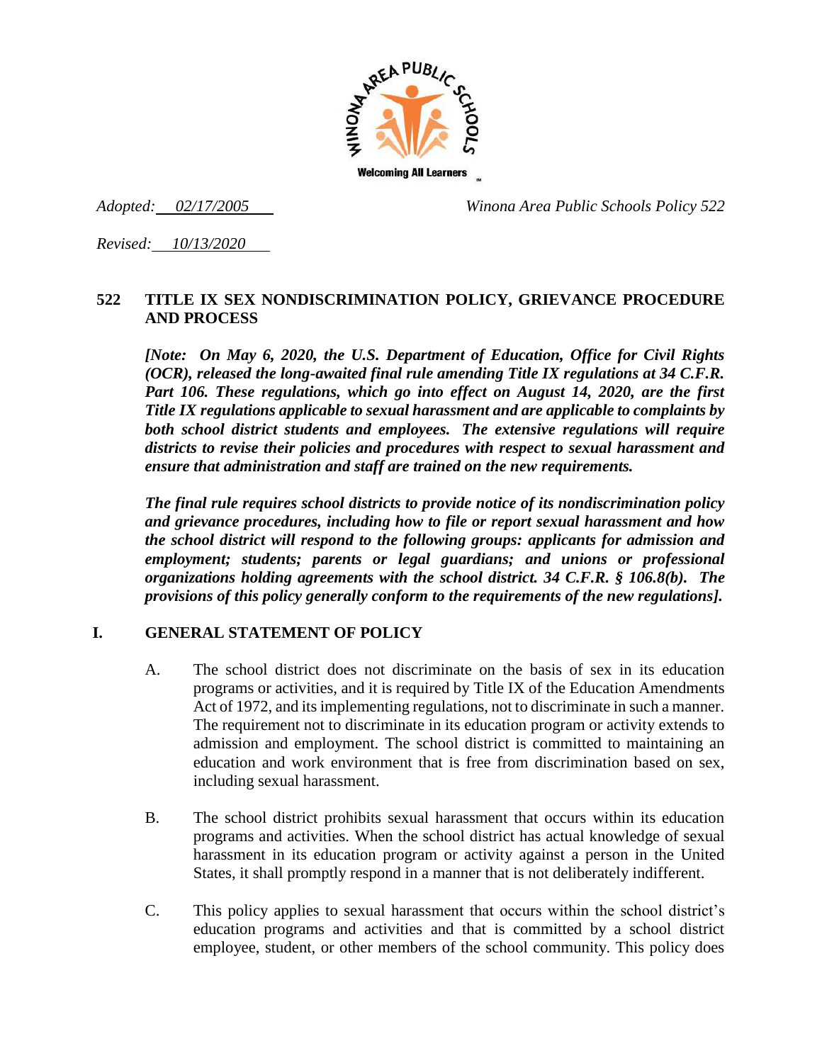*Adopted: 02/17/2005* *Winona Area Public Schools Policy 522*

*Revised: 10/13/2020*

# 522 TITLE IX SEX NONDISCRIMINATION POLICY, GRIEVANCE PROCEDURE AND PROCESS

***[Note: On May 6, 2020, the U.S. Department of Education, Office for Civil Rights (OCR), released the long-awaited final rule amending Title IX regulations at 34 C.F.R. Part 106. These regulations, which go into effect on August 14, 2020, are the first Title IX regulations applicable to sexual harassment and are applicable to complaints by both school district students and employees. The extensive regulations will require districts to revise their policies and procedures with respect to sexual harassment and ensure that administration and staff are trained on the new requirements.***

***The final rule requires school districts to provide notice of its nondiscrimination policy and grievance procedures, including how to file or report sexual harassment and how the school district will respond to the following groups: applicants for admission and employment; students; parents or legal guardians; and unions or professional organizations holding agreements with the school district. 34 C.F.R. § 106.8(b). The provisions of this policy generally conform to the requirements of the new regulations].***

## I. GENERAL STATEMENT OF POLICY

A. The school district does not discriminate on the basis of sex in its education programs or activities, and it is required by Title IX of the Education Amendments Act of 1972, and its implementing regulations, not to discriminate in such a manner. The requirement not to discriminate in its education program or activity extends to admission and employment. The school district is committed to maintaining an education and work environment that is free from discrimination based on sex, including sexual harassment.

B. The school district prohibits sexual harassment that occurs within its education programs and activities. When the school district has actual knowledge of sexual harassment in its education program or activity against a person in the United States, it shall promptly respond in a manner that is not deliberately indifferent.

C. This policy applies to sexual harassment that occurs within the school district's education programs and activities and that is committed by a school district employee, student, or other members of the school community. This policy does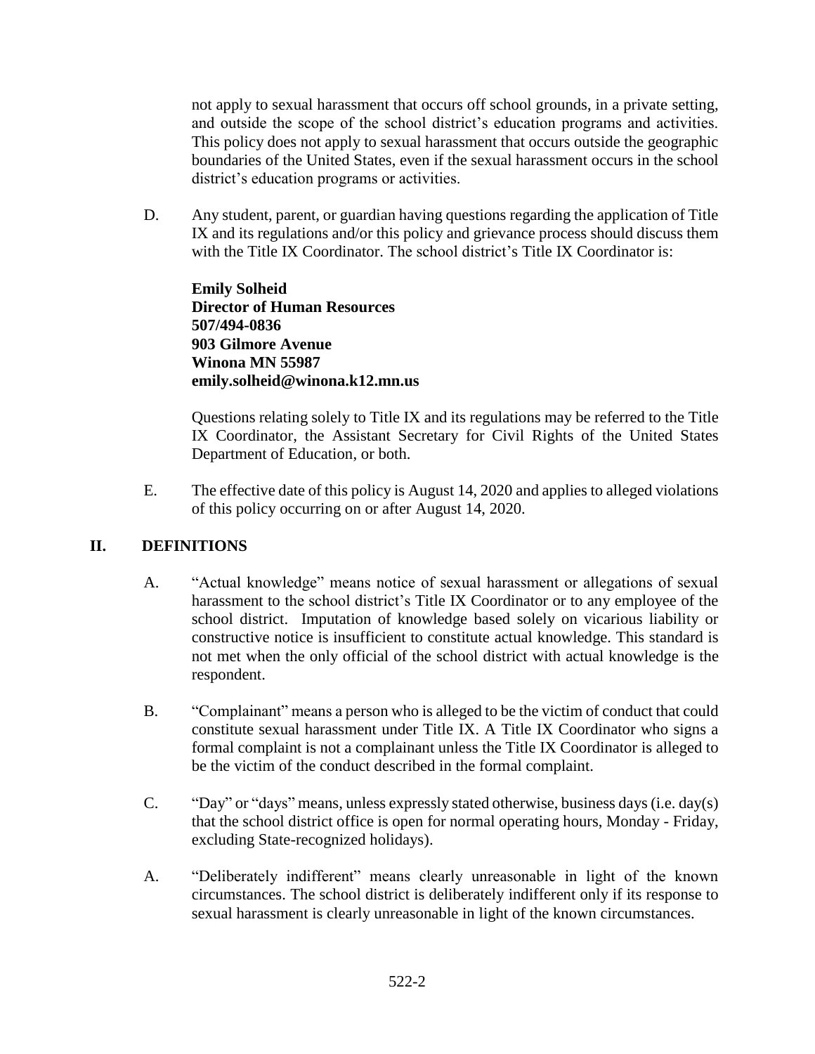not apply to sexual harassment that occurs off school grounds, in a private setting, and outside the scope of the school district's education programs and activities. This policy does not apply to sexual harassment that occurs outside the geographic boundaries of the United States, even if the sexual harassment occurs in the school district's education programs or activities.

D. Any student, parent, or guardian having questions regarding the application of Title IX and its regulations and/or this policy and grievance process should discuss them with the Title IX Coordinator. The school district's Title IX Coordinator is:

   **Emily Solheid**
   **Director of Human Resources**
   **507/494-0836**
   **903 Gilmore Avenue**
   **Winona MN 55987**
   **emily.solheid@winona.k12.mn.us**

   Questions relating solely to Title IX and its regulations may be referred to the Title IX Coordinator, the Assistant Secretary for Civil Rights of the United States Department of Education, or both.

E. The effective date of this policy is August 14, 2020 and applies to alleged violations of this policy occurring on or after August 14, 2020.

## II. DEFINITIONS

A. "Actual knowledge" means notice of sexual harassment or allegations of sexual harassment to the school district's Title IX Coordinator or to any employee of the school district. Imputation of knowledge based solely on vicarious liability or constructive notice is insufficient to constitute actual knowledge. This standard is not met when the only official of the school district with actual knowledge is the respondent.

B. "Complainant" means a person who is alleged to be the victim of conduct that could constitute sexual harassment under Title IX. A Title IX Coordinator who signs a formal complaint is not a complainant unless the Title IX Coordinator is alleged to be the victim of the conduct described in the formal complaint.

C. "Day" or "days" means, unless expressly stated otherwise, business days (i.e. day(s) that the school district office is open for normal operating hours, Monday - Friday, excluding State-recognized holidays).

A. "Deliberately indifferent" means clearly unreasonable in light of the known circumstances. The school district is deliberately indifferent only if its response to sexual harassment is clearly unreasonable in light of the known circumstances.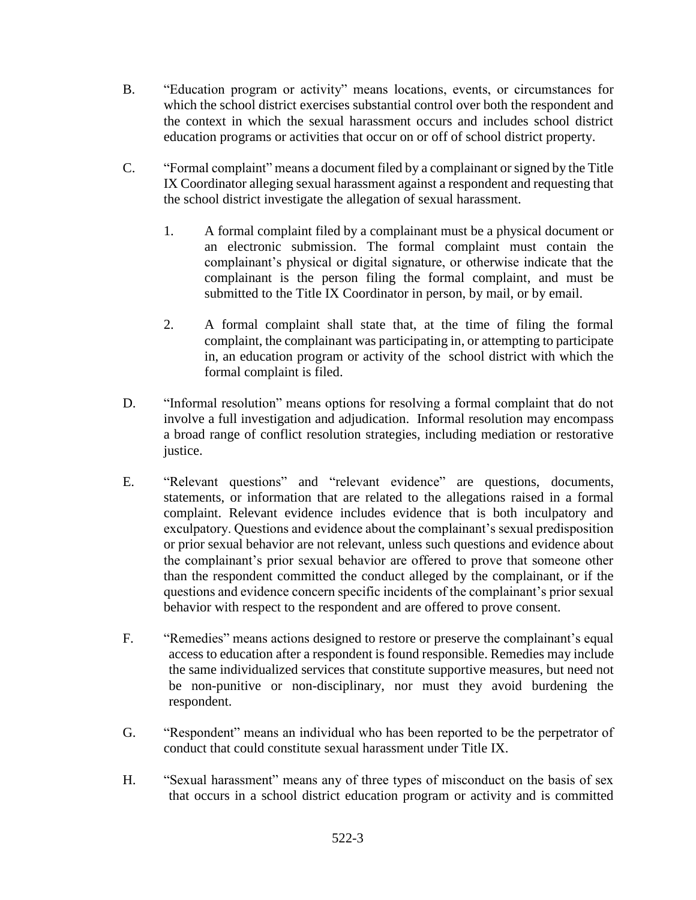B. "Education program or activity" means locations, events, or circumstances for which the school district exercises substantial control over both the respondent and the context in which the sexual harassment occurs and includes school district education programs or activities that occur on or off of school district property.

C. "Formal complaint" means a document filed by a complainant or signed by the Title IX Coordinator alleging sexual harassment against a respondent and requesting that the school district investigate the allegation of sexual harassment.

   1. A formal complaint filed by a complainant must be a physical document or an electronic submission. The formal complaint must contain the complainant's physical or digital signature, or otherwise indicate that the complainant is the person filing the formal complaint, and must be submitted to the Title IX Coordinator in person, by mail, or by email.

   2. A formal complaint shall state that, at the time of filing the formal complaint, the complainant was participating in, or attempting to participate in, an education program or activity of the school district with which the formal complaint is filed.

D. "Informal resolution" means options for resolving a formal complaint that do not involve a full investigation and adjudication. Informal resolution may encompass a broad range of conflict resolution strategies, including mediation or restorative justice.

E. "Relevant questions" and "relevant evidence" are questions, documents, statements, or information that are related to the allegations raised in a formal complaint. Relevant evidence includes evidence that is both inculpatory and exculpatory. Questions and evidence about the complainant's sexual predisposition or prior sexual behavior are not relevant, unless such questions and evidence about the complainant's prior sexual behavior are offered to prove that someone other than the respondent committed the conduct alleged by the complainant, or if the questions and evidence concern specific incidents of the complainant's prior sexual behavior with respect to the respondent and are offered to prove consent.

F. "Remedies" means actions designed to restore or preserve the complainant's equal access to education after a respondent is found responsible. Remedies may include the same individualized services that constitute supportive measures, but need not be non-punitive or non-disciplinary, nor must they avoid burdening the respondent.

G. "Respondent" means an individual who has been reported to be the perpetrator of conduct that could constitute sexual harassment under Title IX.

H. "Sexual harassment" means any of three types of misconduct on the basis of sex that occurs in a school district education program or activity and is committed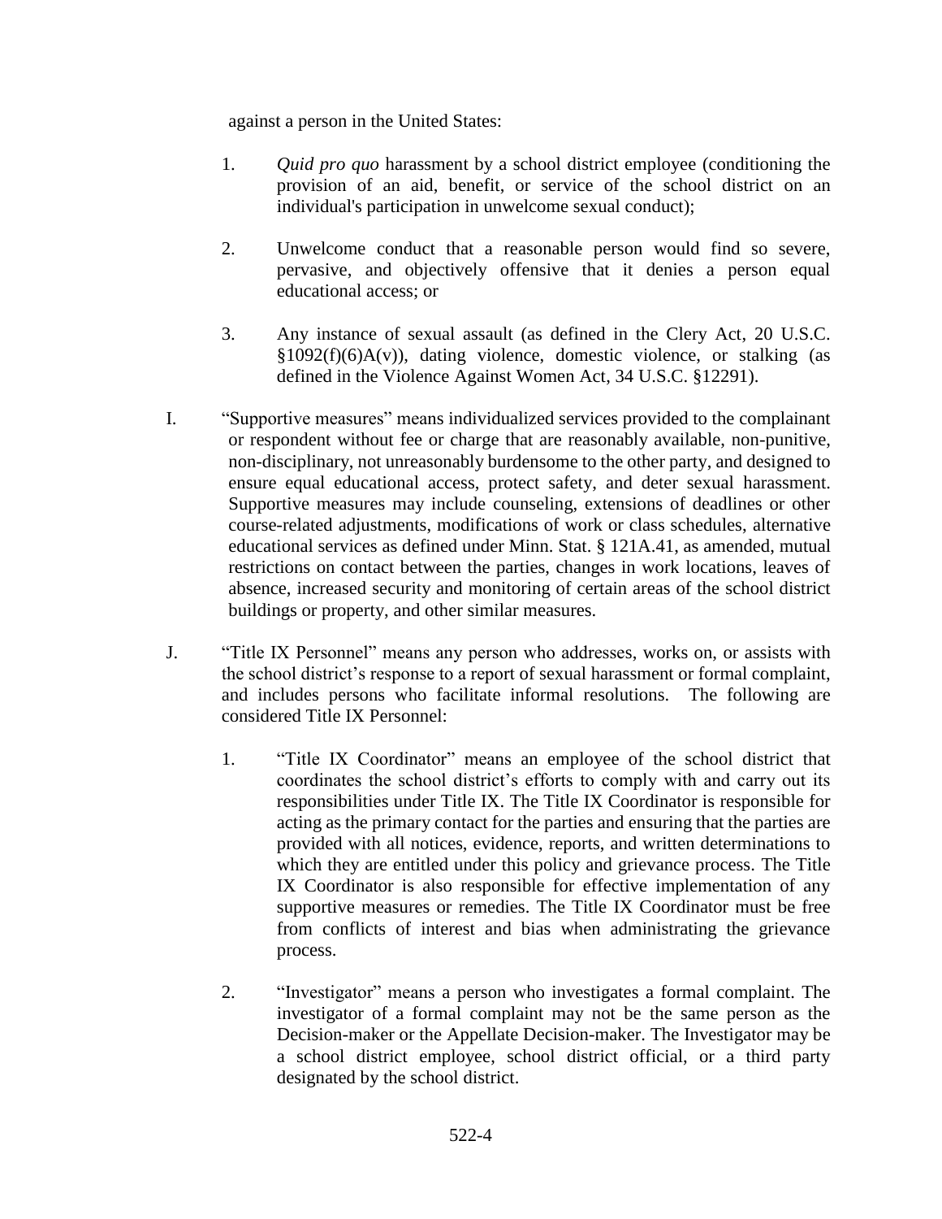against a person in the United States:

1. *Quid pro quo* harassment by a school district employee (conditioning the provision of an aid, benefit, or service of the school district on an individual's participation in unwelcome sexual conduct);

2. Unwelcome conduct that a reasonable person would find so severe, pervasive, and objectively offensive that it denies a person equal educational access; or

3. Any instance of sexual assault (as defined in the Clery Act, 20 U.S.C. §1092(f)(6)A(v)), dating violence, domestic violence, or stalking (as defined in the Violence Against Women Act, 34 U.S.C. §12291).

I. "Supportive measures" means individualized services provided to the complainant or respondent without fee or charge that are reasonably available, non-punitive, non-disciplinary, not unreasonably burdensome to the other party, and designed to ensure equal educational access, protect safety, and deter sexual harassment. Supportive measures may include counseling, extensions of deadlines or other course-related adjustments, modifications of work or class schedules, alternative educational services as defined under Minn. Stat. § 121A.41, as amended, mutual restrictions on contact between the parties, changes in work locations, leaves of absence, increased security and monitoring of certain areas of the school district buildings or property, and other similar measures.

J. "Title IX Personnel" means any person who addresses, works on, or assists with the school district's response to a report of sexual harassment or formal complaint, and includes persons who facilitate informal resolutions. The following are considered Title IX Personnel:

1. "Title IX Coordinator" means an employee of the school district that coordinates the school district's efforts to comply with and carry out its responsibilities under Title IX. The Title IX Coordinator is responsible for acting as the primary contact for the parties and ensuring that the parties are provided with all notices, evidence, reports, and written determinations to which they are entitled under this policy and grievance process. The Title IX Coordinator is also responsible for effective implementation of any supportive measures or remedies. The Title IX Coordinator must be free from conflicts of interest and bias when administrating the grievance process.

2. "Investigator" means a person who investigates a formal complaint. The investigator of a formal complaint may not be the same person as the Decision-maker or the Appellate Decision-maker. The Investigator may be a school district employee, school district official, or a third party designated by the school district.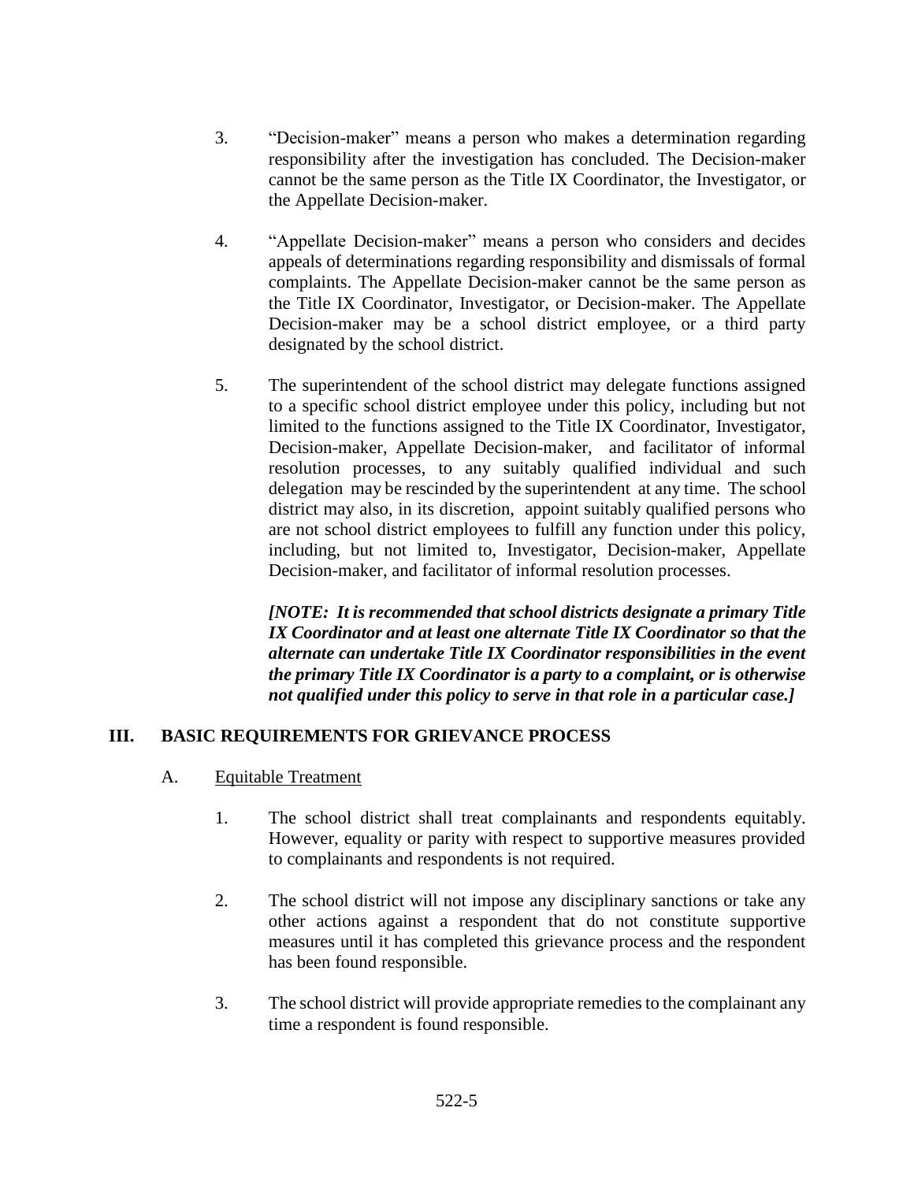3. "Decision-maker" means a person who makes a determination regarding responsibility after the investigation has concluded. The Decision-maker cannot be the same person as the Title IX Coordinator, the Investigator, or the Appellate Decision-maker.

4. "Appellate Decision-maker" means a person who considers and decides appeals of determinations regarding responsibility and dismissals of formal complaints. The Appellate Decision-maker cannot be the same person as the Title IX Coordinator, Investigator, or Decision-maker. The Appellate Decision-maker may be a school district employee, or a third party designated by the school district.

5. The superintendent of the school district may delegate functions assigned to a specific school district employee under this policy, including but not limited to the functions assigned to the Title IX Coordinator, Investigator, Decision-maker, Appellate Decision-maker, and facilitator of informal resolution processes, to any suitably qualified individual and such delegation may be rescinded by the superintendent at any time. The school district may also, in its discretion, appoint suitably qualified persons who are not school district employees to fulfill any function under this policy, including, but not limited to, Investigator, Decision-maker, Appellate Decision-maker, and facilitator of informal resolution processes.

***[NOTE: It is recommended that school districts designate a primary Title IX Coordinator and at least one alternate Title IX Coordinator so that the alternate can undertake Title IX Coordinator responsibilities in the event the primary Title IX Coordinator is a party to a complaint, or is otherwise not qualified under this policy to serve in that role in a particular case.]***

## III. BASIC REQUIREMENTS FOR GRIEVANCE PROCESS

### A. Equitable Treatment

1. The school district shall treat complainants and respondents equitably. However, equality or parity with respect to supportive measures provided to complainants and respondents is not required.

2. The school district will not impose any disciplinary sanctions or take any other actions against a respondent that do not constitute supportive measures until it has completed this grievance process and the respondent has been found responsible.

3. The school district will provide appropriate remedies to the complainant any time a respondent is found responsible.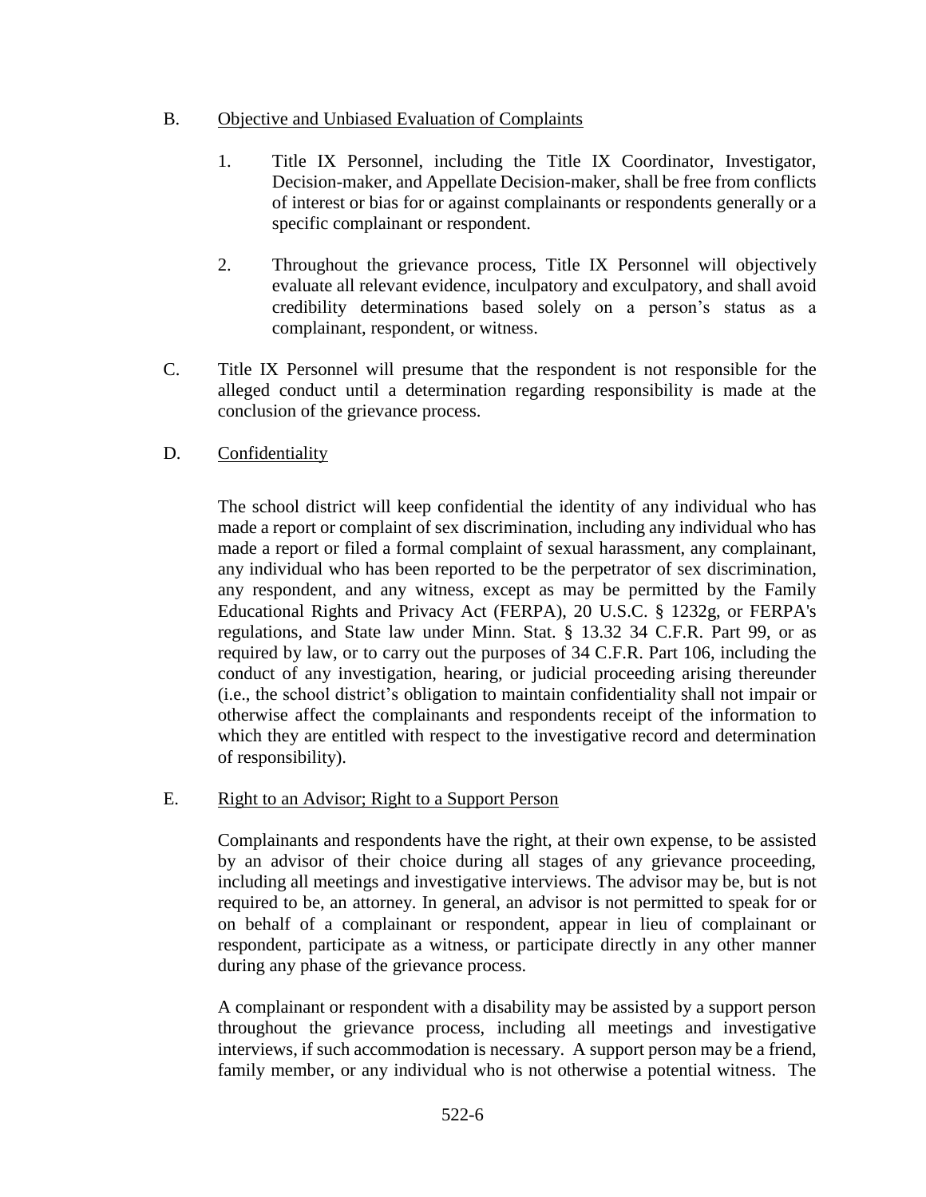B. Objective and Unbiased Evaluation of Complaints

1. Title IX Personnel, including the Title IX Coordinator, Investigator, Decision-maker, and Appellate Decision-maker, shall be free from conflicts of interest or bias for or against complainants or respondents generally or a specific complainant or respondent.

2. Throughout the grievance process, Title IX Personnel will objectively evaluate all relevant evidence, inculpatory and exculpatory, and shall avoid credibility determinations based solely on a person's status as a complainant, respondent, or witness.

C. Title IX Personnel will presume that the respondent is not responsible for the alleged conduct until a determination regarding responsibility is made at the conclusion of the grievance process.

D. Confidentiality

The school district will keep confidential the identity of any individual who has made a report or complaint of sex discrimination, including any individual who has made a report or filed a formal complaint of sexual harassment, any complainant, any individual who has been reported to be the perpetrator of sex discrimination, any respondent, and any witness, except as may be permitted by the Family Educational Rights and Privacy Act (FERPA), 20 U.S.C. § 1232g, or FERPA's regulations, and State law under Minn. Stat. § 13.32 34 C.F.R. Part 99, or as required by law, or to carry out the purposes of 34 C.F.R. Part 106, including the conduct of any investigation, hearing, or judicial proceeding arising thereunder (i.e., the school district's obligation to maintain confidentiality shall not impair or otherwise affect the complainants and respondents receipt of the information to which they are entitled with respect to the investigative record and determination of responsibility).

E. Right to an Advisor; Right to a Support Person

Complainants and respondents have the right, at their own expense, to be assisted by an advisor of their choice during all stages of any grievance proceeding, including all meetings and investigative interviews. The advisor may be, but is not required to be, an attorney. In general, an advisor is not permitted to speak for or on behalf of a complainant or respondent, appear in lieu of complainant or respondent, participate as a witness, or participate directly in any other manner during any phase of the grievance process.

A complainant or respondent with a disability may be assisted by a support person throughout the grievance process, including all meetings and investigative interviews, if such accommodation is necessary. A support person may be a friend, family member, or any individual who is not otherwise a potential witness. The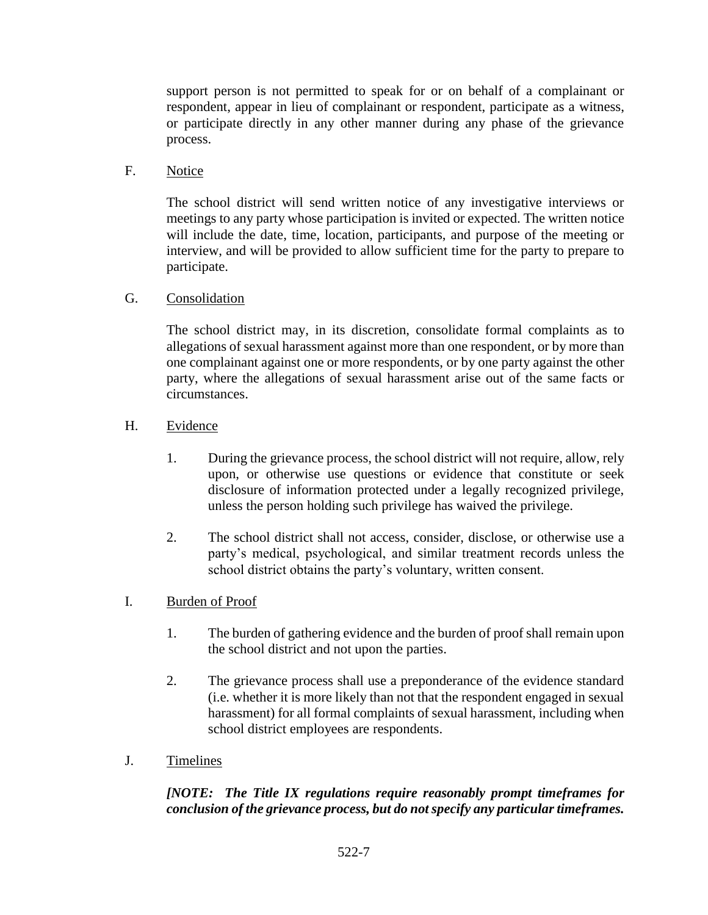support person is not permitted to speak for or on behalf of a complainant or respondent, appear in lieu of complainant or respondent, participate as a witness, or participate directly in any other manner during any phase of the grievance process.

F. Notice

The school district will send written notice of any investigative interviews or meetings to any party whose participation is invited or expected. The written notice will include the date, time, location, participants, and purpose of the meeting or interview, and will be provided to allow sufficient time for the party to prepare to participate.

G. Consolidation

The school district may, in its discretion, consolidate formal complaints as to allegations of sexual harassment against more than one respondent, or by more than one complainant against one or more respondents, or by one party against the other party, where the allegations of sexual harassment arise out of the same facts or circumstances.

H. Evidence

1. During the grievance process, the school district will not require, allow, rely upon, or otherwise use questions or evidence that constitute or seek disclosure of information protected under a legally recognized privilege, unless the person holding such privilege has waived the privilege.

2. The school district shall not access, consider, disclose, or otherwise use a party's medical, psychological, and similar treatment records unless the school district obtains the party's voluntary, written consent.

I. Burden of Proof

1. The burden of gathering evidence and the burden of proof shall remain upon the school district and not upon the parties.

2. The grievance process shall use a preponderance of the evidence standard (i.e. whether it is more likely than not that the respondent engaged in sexual harassment) for all formal complaints of sexual harassment, including when school district employees are respondents.

J. Timelines

***[NOTE: The Title IX regulations require reasonably prompt timeframes for conclusion of the grievance process, but do not specify any particular timeframes.***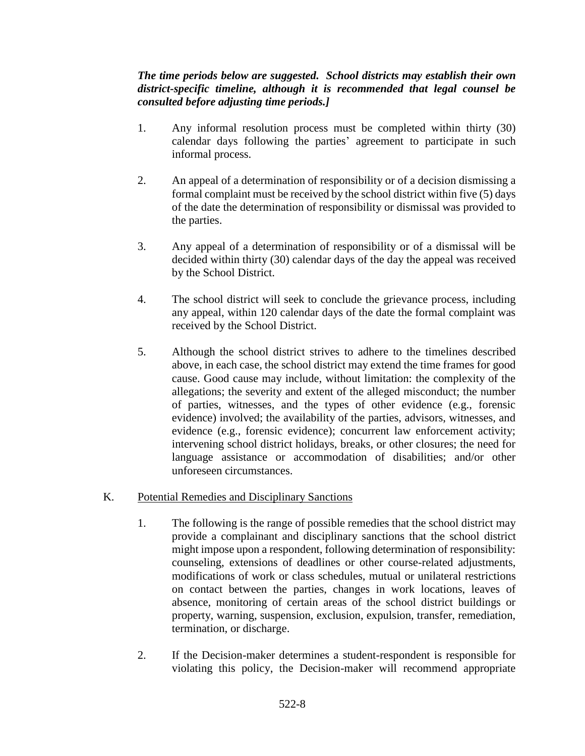***The time periods below are suggested. School districts may establish their own district-specific timeline, although it is recommended that legal counsel be consulted before adjusting time periods.]***

1. Any informal resolution process must be completed within thirty (30) calendar days following the parties' agreement to participate in such informal process.

2. An appeal of a determination of responsibility or of a decision dismissing a formal complaint must be received by the school district within five (5) days of the date the determination of responsibility or dismissal was provided to the parties.

3. Any appeal of a determination of responsibility or of a dismissal will be decided within thirty (30) calendar days of the day the appeal was received by the School District.

4. The school district will seek to conclude the grievance process, including any appeal, within 120 calendar days of the date the formal complaint was received by the School District.

5. Although the school district strives to adhere to the timelines described above, in each case, the school district may extend the time frames for good cause. Good cause may include, without limitation: the complexity of the allegations; the severity and extent of the alleged misconduct; the number of parties, witnesses, and the types of other evidence (e.g., forensic evidence) involved; the availability of the parties, advisors, witnesses, and evidence (e.g., forensic evidence); concurrent law enforcement activity; intervening school district holidays, breaks, or other closures; the need for language assistance or accommodation of disabilities; and/or other unforeseen circumstances.

K. <u>Potential Remedies and Disciplinary Sanctions</u>

1. The following is the range of possible remedies that the school district may provide a complainant and disciplinary sanctions that the school district might impose upon a respondent, following determination of responsibility: counseling, extensions of deadlines or other course-related adjustments, modifications of work or class schedules, mutual or unilateral restrictions on contact between the parties, changes in work locations, leaves of absence, monitoring of certain areas of the school district buildings or property, warning, suspension, exclusion, expulsion, transfer, remediation, termination, or discharge.

2. If the Decision-maker determines a student-respondent is responsible for violating this policy, the Decision-maker will recommend appropriate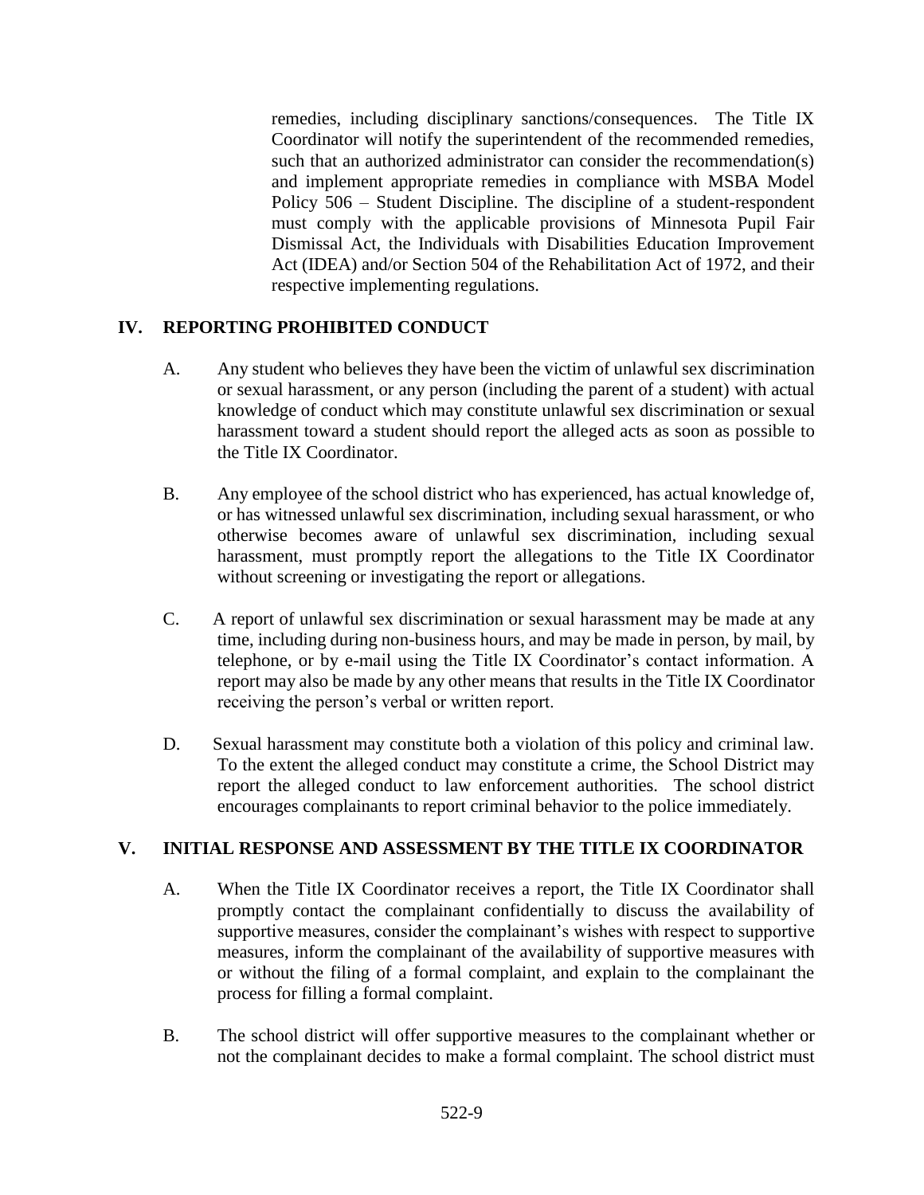remedies, including disciplinary sanctions/consequences. The Title IX Coordinator will notify the superintendent of the recommended remedies, such that an authorized administrator can consider the recommendation(s) and implement appropriate remedies in compliance with MSBA Model Policy 506 – Student Discipline. The discipline of a student-respondent must comply with the applicable provisions of Minnesota Pupil Fair Dismissal Act, the Individuals with Disabilities Education Improvement Act (IDEA) and/or Section 504 of the Rehabilitation Act of 1972, and their respective implementing regulations.

## IV. REPORTING PROHIBITED CONDUCT

A. Any student who believes they have been the victim of unlawful sex discrimination or sexual harassment, or any person (including the parent of a student) with actual knowledge of conduct which may constitute unlawful sex discrimination or sexual harassment toward a student should report the alleged acts as soon as possible to the Title IX Coordinator.

B. Any employee of the school district who has experienced, has actual knowledge of, or has witnessed unlawful sex discrimination, including sexual harassment, or who otherwise becomes aware of unlawful sex discrimination, including sexual harassment, must promptly report the allegations to the Title IX Coordinator without screening or investigating the report or allegations.

C. A report of unlawful sex discrimination or sexual harassment may be made at any time, including during non-business hours, and may be made in person, by mail, by telephone, or by e-mail using the Title IX Coordinator's contact information. A report may also be made by any other means that results in the Title IX Coordinator receiving the person's verbal or written report.

D. Sexual harassment may constitute both a violation of this policy and criminal law. To the extent the alleged conduct may constitute a crime, the School District may report the alleged conduct to law enforcement authorities. The school district encourages complainants to report criminal behavior to the police immediately.

## V. INITIAL RESPONSE AND ASSESSMENT BY THE TITLE IX COORDINATOR

A. When the Title IX Coordinator receives a report, the Title IX Coordinator shall promptly contact the complainant confidentially to discuss the availability of supportive measures, consider the complainant's wishes with respect to supportive measures, inform the complainant of the availability of supportive measures with or without the filing of a formal complaint, and explain to the complainant the process for filling a formal complaint.

B. The school district will offer supportive measures to the complainant whether or not the complainant decides to make a formal complaint. The school district must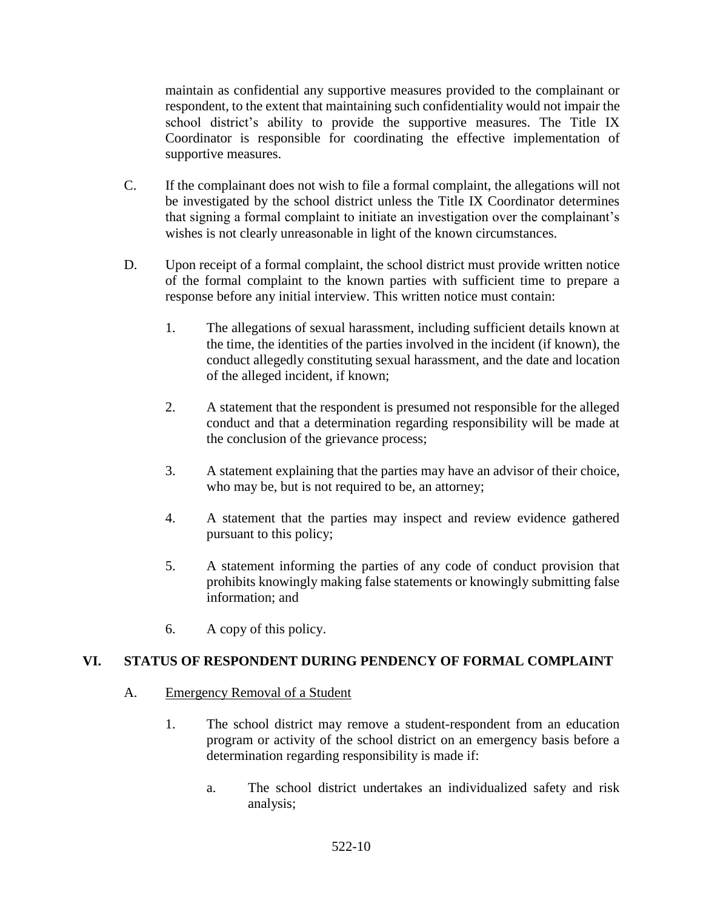maintain as confidential any supportive measures provided to the complainant or respondent, to the extent that maintaining such confidentiality would not impair the school district's ability to provide the supportive measures. The Title IX Coordinator is responsible for coordinating the effective implementation of supportive measures.

C. If the complainant does not wish to file a formal complaint, the allegations will not be investigated by the school district unless the Title IX Coordinator determines that signing a formal complaint to initiate an investigation over the complainant's wishes is not clearly unreasonable in light of the known circumstances.

D. Upon receipt of a formal complaint, the school district must provide written notice of the formal complaint to the known parties with sufficient time to prepare a response before any initial interview. This written notice must contain:

1. The allegations of sexual harassment, including sufficient details known at the time, the identities of the parties involved in the incident (if known), the conduct allegedly constituting sexual harassment, and the date and location of the alleged incident, if known;

2. A statement that the respondent is presumed not responsible for the alleged conduct and that a determination regarding responsibility will be made at the conclusion of the grievance process;

3. A statement explaining that the parties may have an advisor of their choice, who may be, but is not required to be, an attorney;

4. A statement that the parties may inspect and review evidence gathered pursuant to this policy;

5. A statement informing the parties of any code of conduct provision that prohibits knowingly making false statements or knowingly submitting false information; and

6. A copy of this policy.

## VI. STATUS OF RESPONDENT DURING PENDENCY OF FORMAL COMPLAINT

A. Emergency Removal of a Student

1. The school district may remove a student-respondent from an education program or activity of the school district on an emergency basis before a determination regarding responsibility is made if:

   a. The school district undertakes an individualized safety and risk analysis;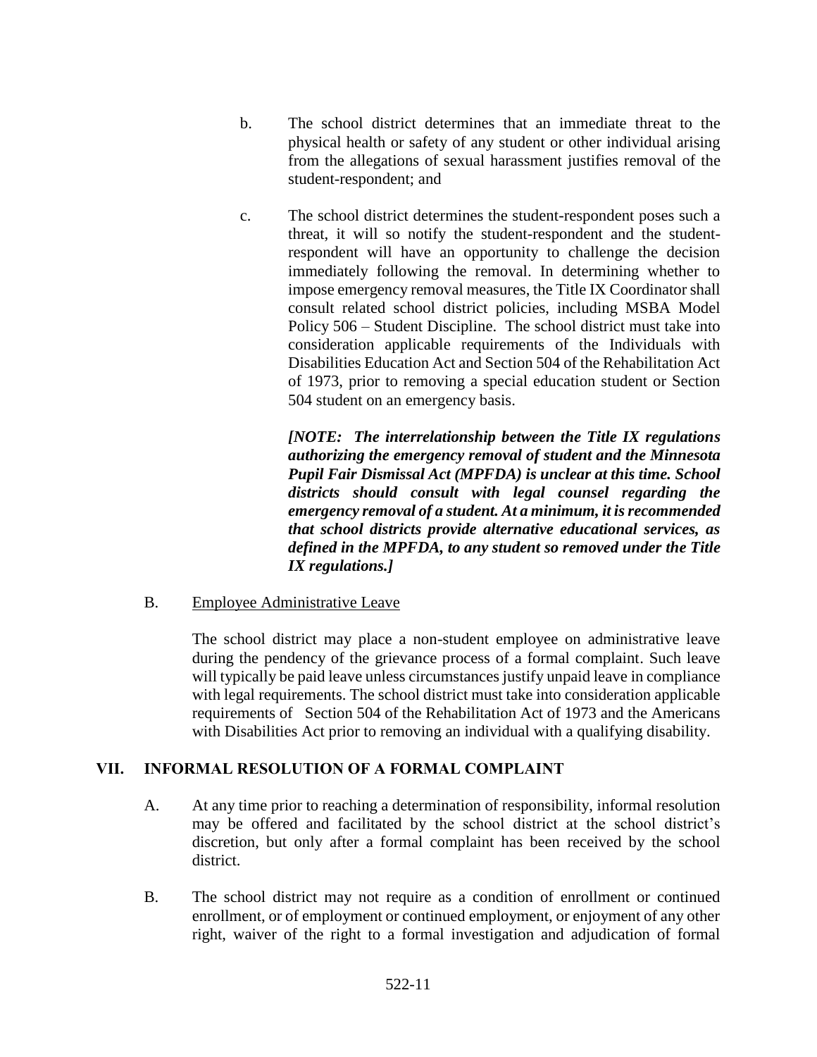b. The school district determines that an immediate threat to the physical health or safety of any student or other individual arising from the allegations of sexual harassment justifies removal of the student-respondent; and

c. The school district determines the student-respondent poses such a threat, it will so notify the student-respondent and the student-respondent will have an opportunity to challenge the decision immediately following the removal. In determining whether to impose emergency removal measures, the Title IX Coordinator shall consult related school district policies, including MSBA Model Policy 506 – Student Discipline. The school district must take into consideration applicable requirements of the Individuals with Disabilities Education Act and Section 504 of the Rehabilitation Act of 1973, prior to removing a special education student or Section 504 student on an emergency basis.

***[NOTE: The interrelationship between the Title IX regulations authorizing the emergency removal of student and the Minnesota Pupil Fair Dismissal Act (MPFDA) is unclear at this time. School districts should consult with legal counsel regarding the emergency removal of a student. At a minimum, it is recommended that school districts provide alternative educational services, as defined in the MPFDA, to any student so removed under the Title IX regulations.]***

B. Employee Administrative Leave

The school district may place a non-student employee on administrative leave during the pendency of the grievance process of a formal complaint. Such leave will typically be paid leave unless circumstances justify unpaid leave in compliance with legal requirements. The school district must take into consideration applicable requirements of Section 504 of the Rehabilitation Act of 1973 and the Americans with Disabilities Act prior to removing an individual with a qualifying disability.

## VII. INFORMAL RESOLUTION OF A FORMAL COMPLAINT

A. At any time prior to reaching a determination of responsibility, informal resolution may be offered and facilitated by the school district at the school district's discretion, but only after a formal complaint has been received by the school district.

B. The school district may not require as a condition of enrollment or continued enrollment, or of employment or continued employment, or enjoyment of any other right, waiver of the right to a formal investigation and adjudication of formal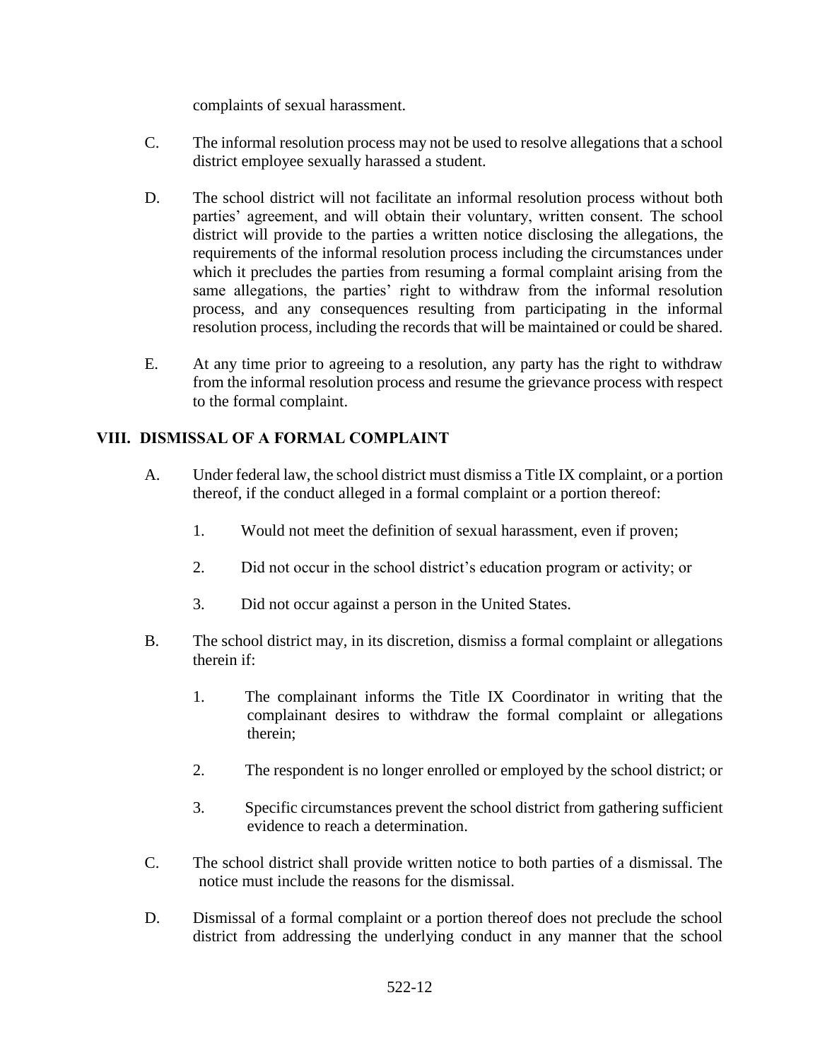complaints of sexual harassment.

C. The informal resolution process may not be used to resolve allegations that a school district employee sexually harassed a student.

D. The school district will not facilitate an informal resolution process without both parties' agreement, and will obtain their voluntary, written consent. The school district will provide to the parties a written notice disclosing the allegations, the requirements of the informal resolution process including the circumstances under which it precludes the parties from resuming a formal complaint arising from the same allegations, the parties' right to withdraw from the informal resolution process, and any consequences resulting from participating in the informal resolution process, including the records that will be maintained or could be shared.

E. At any time prior to agreeing to a resolution, any party has the right to withdraw from the informal resolution process and resume the grievance process with respect to the formal complaint.

## VIII. DISMISSAL OF A FORMAL COMPLAINT

A. Under federal law, the school district must dismiss a Title IX complaint, or a portion thereof, if the conduct alleged in a formal complaint or a portion thereof:

1. Would not meet the definition of sexual harassment, even if proven;
2. Did not occur in the school district's education program or activity; or
3. Did not occur against a person in the United States.

B. The school district may, in its discretion, dismiss a formal complaint or allegations therein if:

1. The complainant informs the Title IX Coordinator in writing that the complainant desires to withdraw the formal complaint or allegations therein;
2. The respondent is no longer enrolled or employed by the school district; or
3. Specific circumstances prevent the school district from gathering sufficient evidence to reach a determination.

C. The school district shall provide written notice to both parties of a dismissal. The notice must include the reasons for the dismissal.

D. Dismissal of a formal complaint or a portion thereof does not preclude the school district from addressing the underlying conduct in any manner that the school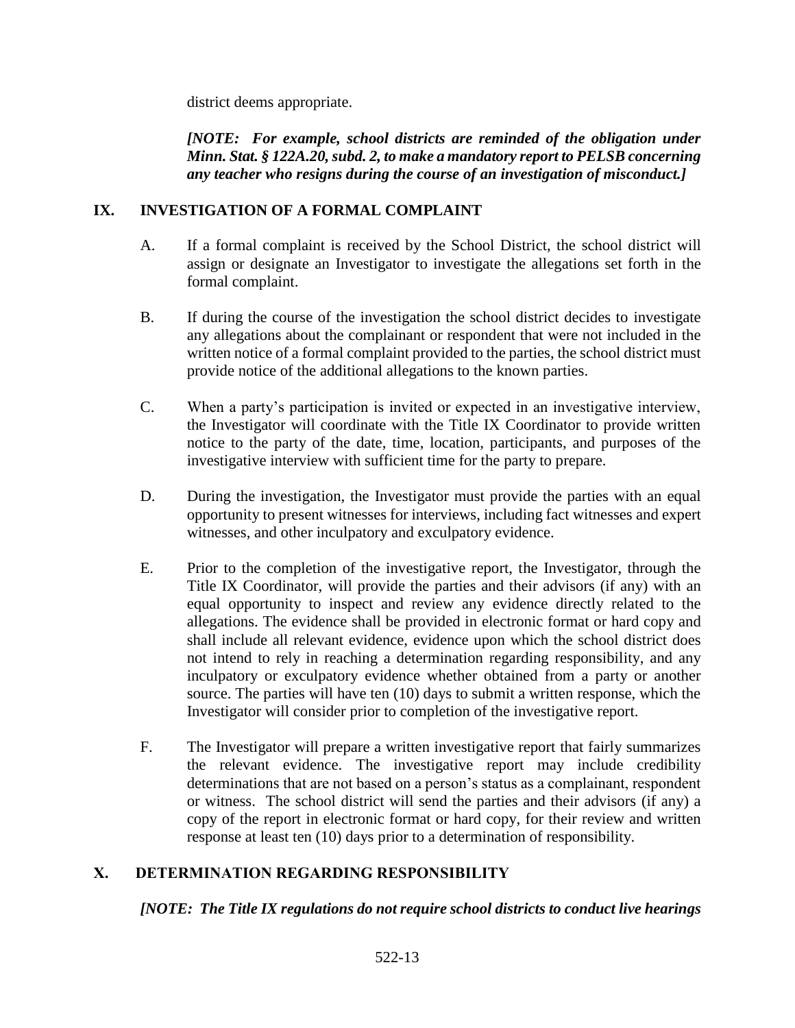district deems appropriate.

***[NOTE: For example, school districts are reminded of the obligation under Minn. Stat. § 122A.20, subd. 2, to make a mandatory report to PELSB concerning any teacher who resigns during the course of an investigation of misconduct.]***

## IX. INVESTIGATION OF A FORMAL COMPLAINT

A. If a formal complaint is received by the School District, the school district will assign or designate an Investigator to investigate the allegations set forth in the formal complaint.

B. If during the course of the investigation the school district decides to investigate any allegations about the complainant or respondent that were not included in the written notice of a formal complaint provided to the parties, the school district must provide notice of the additional allegations to the known parties.

C. When a party's participation is invited or expected in an investigative interview, the Investigator will coordinate with the Title IX Coordinator to provide written notice to the party of the date, time, location, participants, and purposes of the investigative interview with sufficient time for the party to prepare.

D. During the investigation, the Investigator must provide the parties with an equal opportunity to present witnesses for interviews, including fact witnesses and expert witnesses, and other inculpatory and exculpatory evidence.

E. Prior to the completion of the investigative report, the Investigator, through the Title IX Coordinator, will provide the parties and their advisors (if any) with an equal opportunity to inspect and review any evidence directly related to the allegations. The evidence shall be provided in electronic format or hard copy and shall include all relevant evidence, evidence upon which the school district does not intend to rely in reaching a determination regarding responsibility, and any inculpatory or exculpatory evidence whether obtained from a party or another source. The parties will have ten (10) days to submit a written response, which the Investigator will consider prior to completion of the investigative report.

F. The Investigator will prepare a written investigative report that fairly summarizes the relevant evidence. The investigative report may include credibility determinations that are not based on a person's status as a complainant, respondent or witness. The school district will send the parties and their advisors (if any) a copy of the report in electronic format or hard copy, for their review and written response at least ten (10) days prior to a determination of responsibility.

## X. DETERMINATION REGARDING RESPONSIBILITY

***[NOTE: The Title IX regulations do not require school districts to conduct live hearings***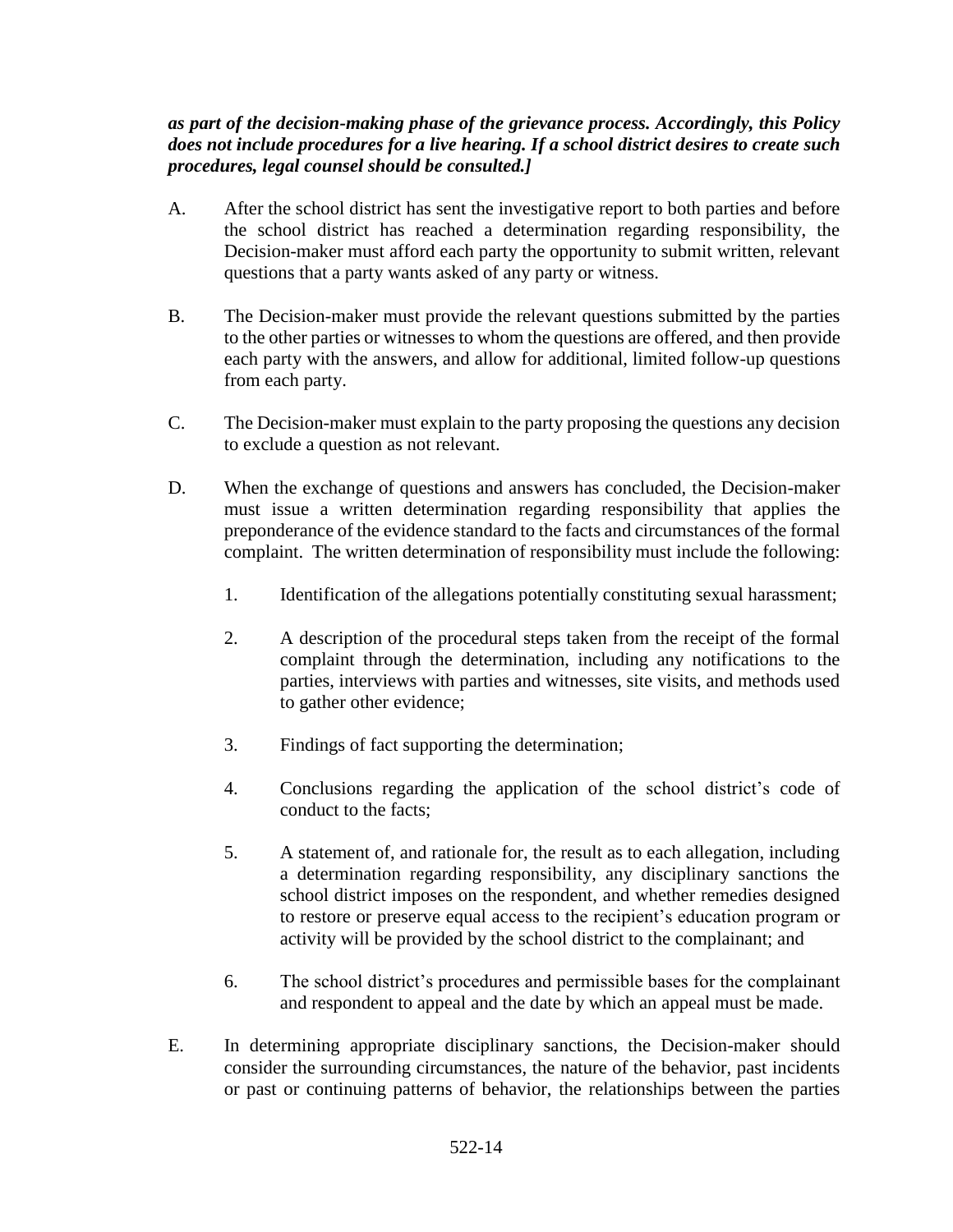***as part of the decision-making phase of the grievance process. Accordingly, this Policy does not include procedures for a live hearing. If a school district desires to create such procedures, legal counsel should be consulted.]***

A. After the school district has sent the investigative report to both parties and before the school district has reached a determination regarding responsibility, the Decision-maker must afford each party the opportunity to submit written, relevant questions that a party wants asked of any party or witness.

B. The Decision-maker must provide the relevant questions submitted by the parties to the other parties or witnesses to whom the questions are offered, and then provide each party with the answers, and allow for additional, limited follow-up questions from each party.

C. The Decision-maker must explain to the party proposing the questions any decision to exclude a question as not relevant.

D. When the exchange of questions and answers has concluded, the Decision-maker must issue a written determination regarding responsibility that applies the preponderance of the evidence standard to the facts and circumstances of the formal complaint. The written determination of responsibility must include the following:

   1. Identification of the allegations potentially constituting sexual harassment;

   2. A description of the procedural steps taken from the receipt of the formal complaint through the determination, including any notifications to the parties, interviews with parties and witnesses, site visits, and methods used to gather other evidence;

   3. Findings of fact supporting the determination;

   4. Conclusions regarding the application of the school district's code of conduct to the facts;

   5. A statement of, and rationale for, the result as to each allegation, including a determination regarding responsibility, any disciplinary sanctions the school district imposes on the respondent, and whether remedies designed to restore or preserve equal access to the recipient's education program or activity will be provided by the school district to the complainant; and

   6. The school district's procedures and permissible bases for the complainant and respondent to appeal and the date by which an appeal must be made.

E. In determining appropriate disciplinary sanctions, the Decision-maker should consider the surrounding circumstances, the nature of the behavior, past incidents or past or continuing patterns of behavior, the relationships between the parties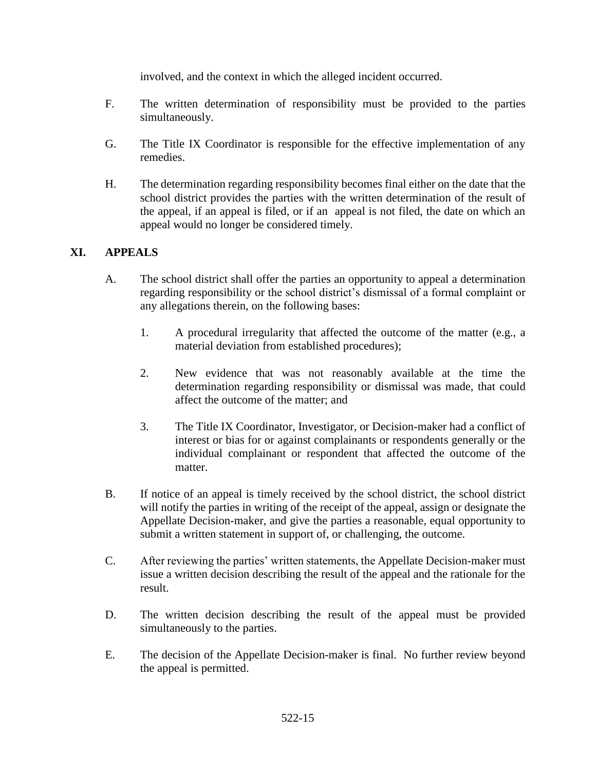involved, and the context in which the alleged incident occurred.

F. The written determination of responsibility must be provided to the parties simultaneously.

G. The Title IX Coordinator is responsible for the effective implementation of any remedies.

H. The determination regarding responsibility becomes final either on the date that the school district provides the parties with the written determination of the result of the appeal, if an appeal is filed, or if an appeal is not filed, the date on which an appeal would no longer be considered timely.

## XI. APPEALS

A. The school district shall offer the parties an opportunity to appeal a determination regarding responsibility or the school district's dismissal of a formal complaint or any allegations therein, on the following bases:

1. A procedural irregularity that affected the outcome of the matter (e.g., a material deviation from established procedures);

2. New evidence that was not reasonably available at the time the determination regarding responsibility or dismissal was made, that could affect the outcome of the matter; and

3. The Title IX Coordinator, Investigator, or Decision-maker had a conflict of interest or bias for or against complainants or respondents generally or the individual complainant or respondent that affected the outcome of the matter.

B. If notice of an appeal is timely received by the school district, the school district will notify the parties in writing of the receipt of the appeal, assign or designate the Appellate Decision-maker, and give the parties a reasonable, equal opportunity to submit a written statement in support of, or challenging, the outcome.

C. After reviewing the parties' written statements, the Appellate Decision-maker must issue a written decision describing the result of the appeal and the rationale for the result.

D. The written decision describing the result of the appeal must be provided simultaneously to the parties.

E. The decision of the Appellate Decision-maker is final. No further review beyond the appeal is permitted.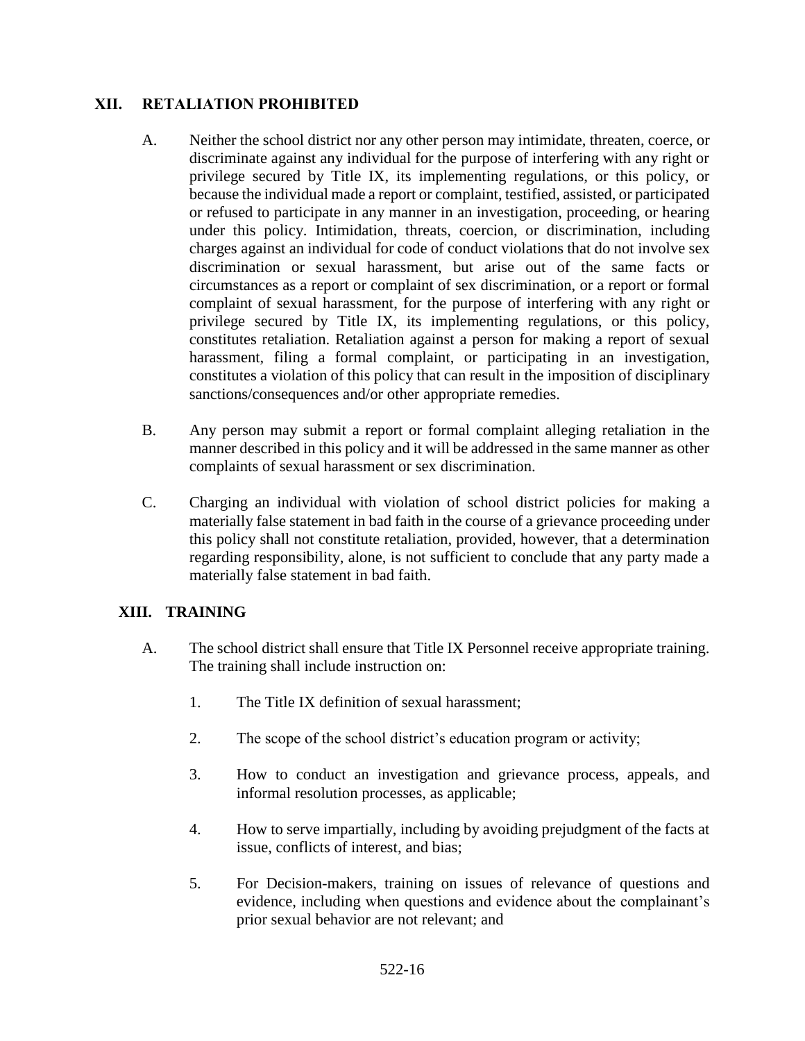## XII. RETALIATION PROHIBITED

A. Neither the school district nor any other person may intimidate, threaten, coerce, or discriminate against any individual for the purpose of interfering with any right or privilege secured by Title IX, its implementing regulations, or this policy, or because the individual made a report or complaint, testified, assisted, or participated or refused to participate in any manner in an investigation, proceeding, or hearing under this policy. Intimidation, threats, coercion, or discrimination, including charges against an individual for code of conduct violations that do not involve sex discrimination or sexual harassment, but arise out of the same facts or circumstances as a report or complaint of sex discrimination, or a report or formal complaint of sexual harassment, for the purpose of interfering with any right or privilege secured by Title IX, its implementing regulations, or this policy, constitutes retaliation. Retaliation against a person for making a report of sexual harassment, filing a formal complaint, or participating in an investigation, constitutes a violation of this policy that can result in the imposition of disciplinary sanctions/consequences and/or other appropriate remedies.

B. Any person may submit a report or formal complaint alleging retaliation in the manner described in this policy and it will be addressed in the same manner as other complaints of sexual harassment or sex discrimination.

C. Charging an individual with violation of school district policies for making a materially false statement in bad faith in the course of a grievance proceeding under this policy shall not constitute retaliation, provided, however, that a determination regarding responsibility, alone, is not sufficient to conclude that any party made a materially false statement in bad faith.

## XIII. TRAINING

A. The school district shall ensure that Title IX Personnel receive appropriate training. The training shall include instruction on:

1. The Title IX definition of sexual harassment;

2. The scope of the school district's education program or activity;

3. How to conduct an investigation and grievance process, appeals, and informal resolution processes, as applicable;

4. How to serve impartially, including by avoiding prejudgment of the facts at issue, conflicts of interest, and bias;

5. For Decision-makers, training on issues of relevance of questions and evidence, including when questions and evidence about the complainant's prior sexual behavior are not relevant; and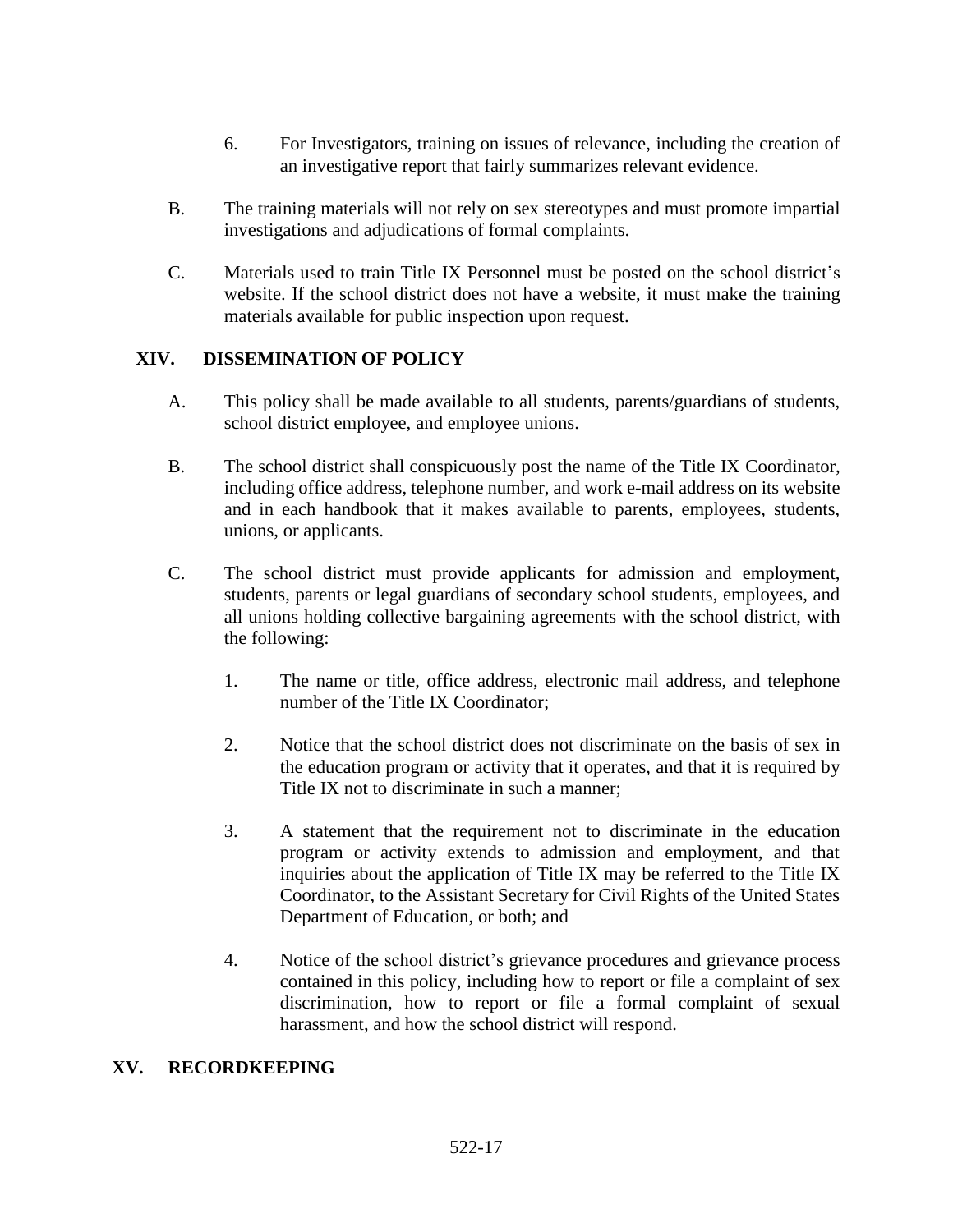6. For Investigators, training on issues of relevance, including the creation of an investigative report that fairly summarizes relevant evidence.

B. The training materials will not rely on sex stereotypes and must promote impartial investigations and adjudications of formal complaints.

C. Materials used to train Title IX Personnel must be posted on the school district's website. If the school district does not have a website, it must make the training materials available for public inspection upon request.

## XIV. DISSEMINATION OF POLICY

A. This policy shall be made available to all students, parents/guardians of students, school district employee, and employee unions.

B. The school district shall conspicuously post the name of the Title IX Coordinator, including office address, telephone number, and work e-mail address on its website and in each handbook that it makes available to parents, employees, students, unions, or applicants.

C. The school district must provide applicants for admission and employment, students, parents or legal guardians of secondary school students, employees, and all unions holding collective bargaining agreements with the school district, with the following:

1. The name or title, office address, electronic mail address, and telephone number of the Title IX Coordinator;

2. Notice that the school district does not discriminate on the basis of sex in the education program or activity that it operates, and that it is required by Title IX not to discriminate in such a manner;

3. A statement that the requirement not to discriminate in the education program or activity extends to admission and employment, and that inquiries about the application of Title IX may be referred to the Title IX Coordinator, to the Assistant Secretary for Civil Rights of the United States Department of Education, or both; and

4. Notice of the school district's grievance procedures and grievance process contained in this policy, including how to report or file a complaint of sex discrimination, how to report or file a formal complaint of sexual harassment, and how the school district will respond.

## XV. RECORDKEEPING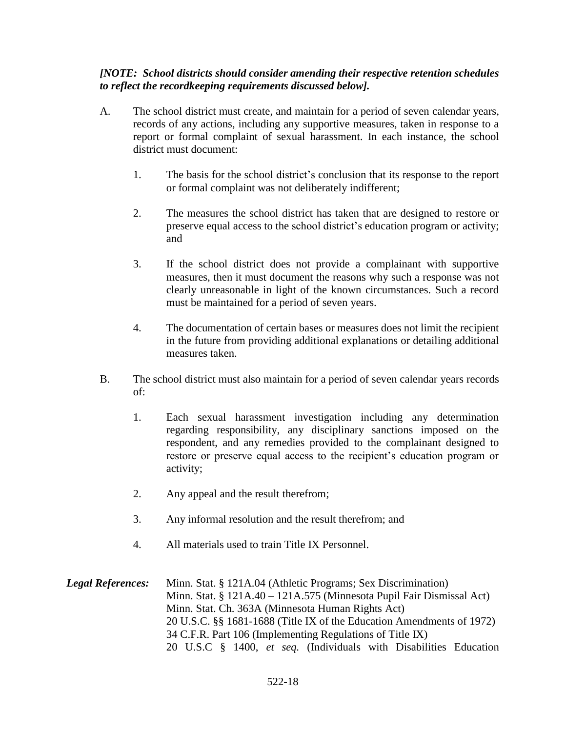***[NOTE: School districts should consider amending their respective retention schedules to reflect the recordkeeping requirements discussed below].***

A. The school district must create, and maintain for a period of seven calendar years, records of any actions, including any supportive measures, taken in response to a report or formal complaint of sexual harassment. In each instance, the school district must document:

   1. The basis for the school district's conclusion that its response to the report or formal complaint was not deliberately indifferent;

   2. The measures the school district has taken that are designed to restore or preserve equal access to the school district's education program or activity; and

   3. If the school district does not provide a complainant with supportive measures, then it must document the reasons why such a response was not clearly unreasonable in light of the known circumstances. Such a record must be maintained for a period of seven years.

   4. The documentation of certain bases or measures does not limit the recipient in the future from providing additional explanations or detailing additional measures taken.

B. The school district must also maintain for a period of seven calendar years records of:

   1. Each sexual harassment investigation including any determination regarding responsibility, any disciplinary sanctions imposed on the respondent, and any remedies provided to the complainant designed to restore or preserve equal access to the recipient's education program or activity;

   2. Any appeal and the result therefrom;

   3. Any informal resolution and the result therefrom; and

   4. All materials used to train Title IX Personnel.

***Legal References:***

Minn. Stat. § 121A.04 (Athletic Programs; Sex Discrimination)
Minn. Stat. § 121A.40 – 121A.575 (Minnesota Pupil Fair Dismissal Act)
Minn. Stat. Ch. 363A (Minnesota Human Rights Act)
20 U.S.C. §§ 1681-1688 (Title IX of the Education Amendments of 1972)
34 C.F.R. Part 106 (Implementing Regulations of Title IX)
20 U.S.C § 1400, *et seq.* (Individuals with Disabilities Education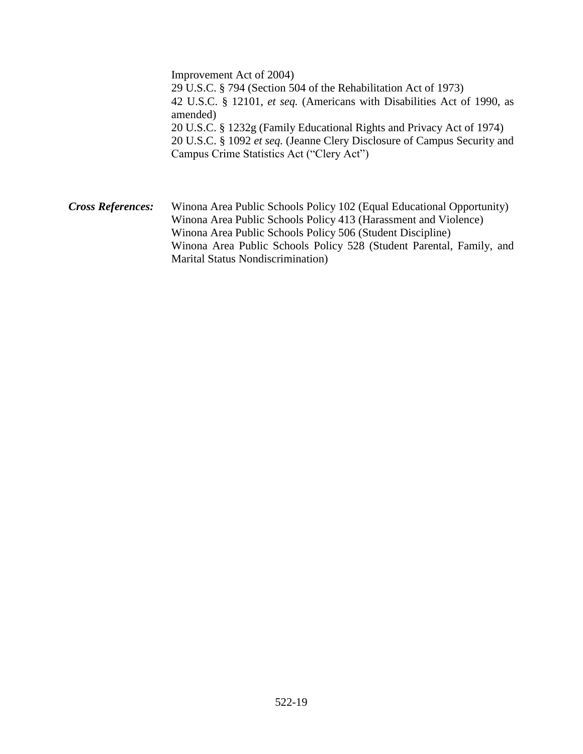Improvement Act of 2004)
29 U.S.C. § 794 (Section 504 of the Rehabilitation Act of 1973)
42 U.S.C. § 12101, *et seq.* (Americans with Disabilities Act of 1990, as amended)
20 U.S.C. § 1232g (Family Educational Rights and Privacy Act of 1974)
20 U.S.C. § 1092 *et seq.* (Jeanne Clery Disclosure of Campus Security and Campus Crime Statistics Act ("Clery Act")

***Cross References:*** Winona Area Public Schools Policy 102 (Equal Educational Opportunity)
Winona Area Public Schools Policy 413 (Harassment and Violence)
Winona Area Public Schools Policy 506 (Student Discipline)
Winona Area Public Schools Policy 528 (Student Parental, Family, and Marital Status Nondiscrimination)